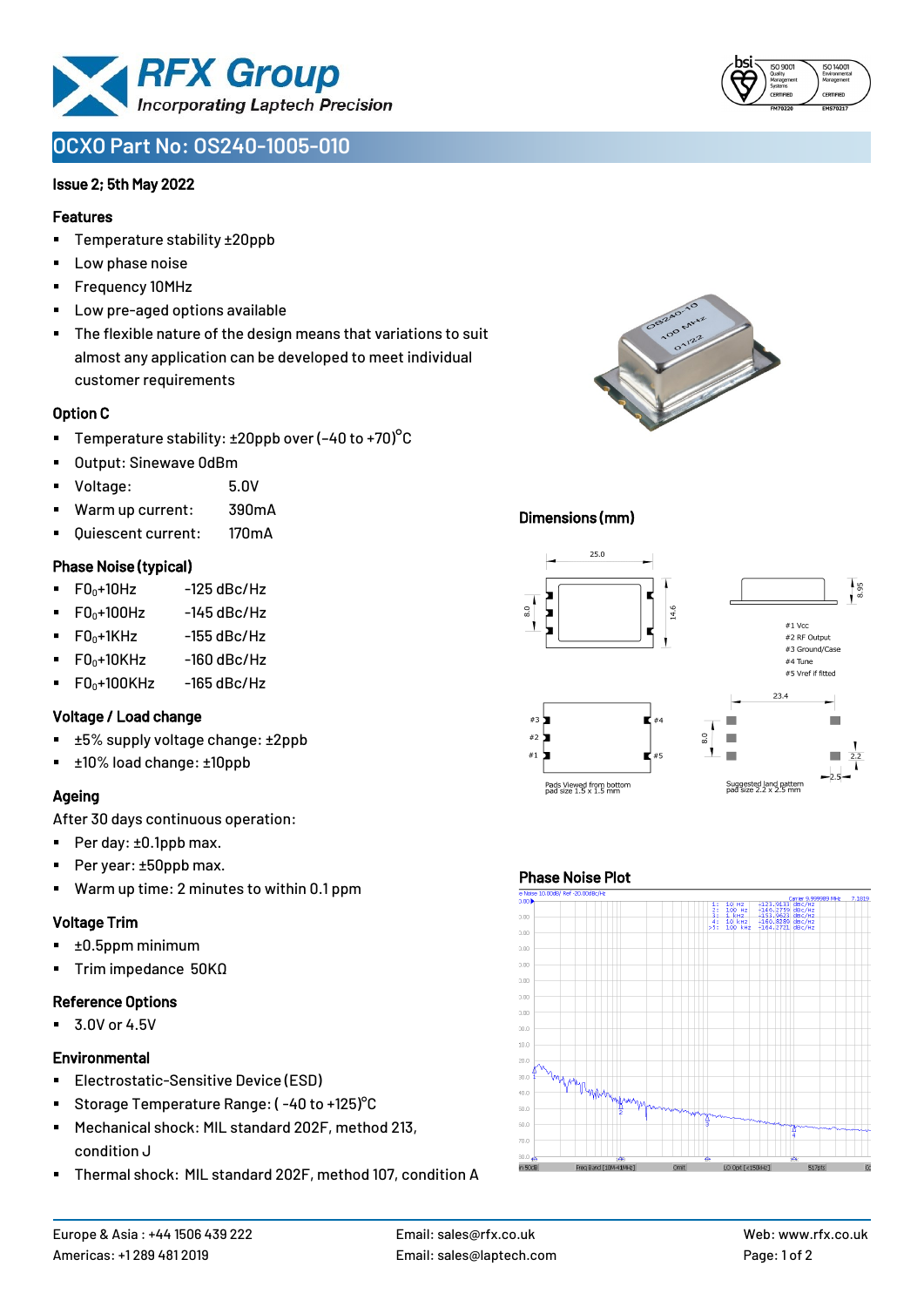# OCXO Part No: OS240-1005-010

**Issue 2; 5th May 2022**

### Features

- Temperature stability ±20ppb
- Low phase noise
- Frequency 10MHz
- Low pre-aged options available
- The flexible nature of the design means that variations to suit almost any application can be developed to meet individual customer requirements

### Option C

- Temperature stability: ±20ppb over (-40 to +70)°C
- Output: Sinewave 0dBm
- Voltage: 5.0V
- Warm up current: 390mA
- Quiescent current: 170mA

### Phase Noise (typical)

- $F0_0$+10Hz -125 dBc/Hz
- $F0_0$+100Hz -145 dBc/Hz
- $F0_0$+1KHz -155 dBc/Hz
- $F0_0$+10KHz -160 dBc/Hz
- $F0_0$+100KHz -165 dBc/Hz

### Voltage / Load change

- ±5% supply voltage change: ±2ppb
- ±10% load change: ±10ppb

### Ageing

After 30 days continuous operation:

- Per day: ±0.1ppb max.
- Per year: ±50ppb max.
- Warm up time: 2 minutes to within 0.1 ppm

### Voltage Trim

- ±0.5ppm minimum
- Trim impedance 50KΩ

### Reference Options

- 3.0V or 4.5V

### Environmental

- Electrostatic-Sensitive Device (ESD)
- Storage Temperature Range: ( -40 to +125)°C
- Mechanical shock: MIL standard 202F, method 213, condition J
- Thermal shock: MIL standard 202F, method 107, condition A

### Dimensions (mm)

25.0
8.0
14.6
8.95

#1 Vcc
#2 RF Output
#3 Ground/Case
#4 Tune
#5 Vref if fitted

#3 #4
#2
#1 #5

Pads Viewed from bottom
pad size 1.5 x 1.5 mm

23.4
8.0
2.2
2.5

Suggested land pattern
pad size 2.2 x 2.5 mm

### Phase Noise Plot

1: 10 Hz -123.0133 dBc/Hz
2: 100 Hz -146.2759 dBc/Hz
3: 1 kHz -153.9623 dBc/Hz
4: 10 kHz -160.8280 dBc/Hz
>5: 100 kHz -164.2721 dBc/Hz

Europe & Asia : +44 1506 439 222
Americas: +1 289 481 2019
Email: sales@rfx.co.uk
Email: sales@laptech.com
Web: www.rfx.co.uk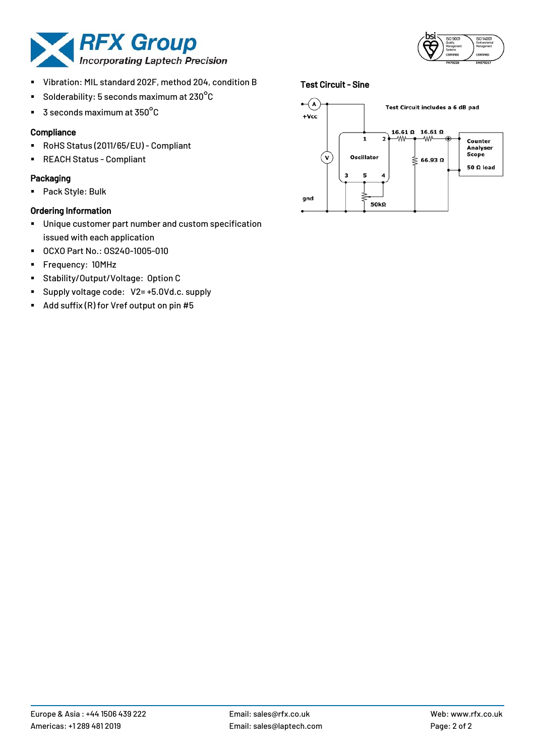- Vibration: MIL standard 202F, method 204, condition B
- Solderability: 5 seconds maximum at 230°C
- 3 seconds maximum at 350°C

### Compliance

- RoHS Status (2011/65/EU) - Compliant
- REACH Status - Compliant

### Packaging

- Pack Style: Bulk

### Ordering Information

- Unique customer part number and custom specification issued with each application
- OCXO Part No.: OS240-1005-010
- Frequency: 10MHz
- Stability/Output/Voltage: Option C
- Supply voltage code: V2= +5.0Vd.c. supply
- Add suffix (R) for Vref output on pin #5

### Test Circuit - Sine

Test Circuit includes a 6 dB pad

A
+Vcc
V
Oscillator
1
2
3
5
4
16.61 Ω
16.61 Ω
66.93 Ω
Counter
Analyser
Scope
50 Ω load
gnd
50kΩ